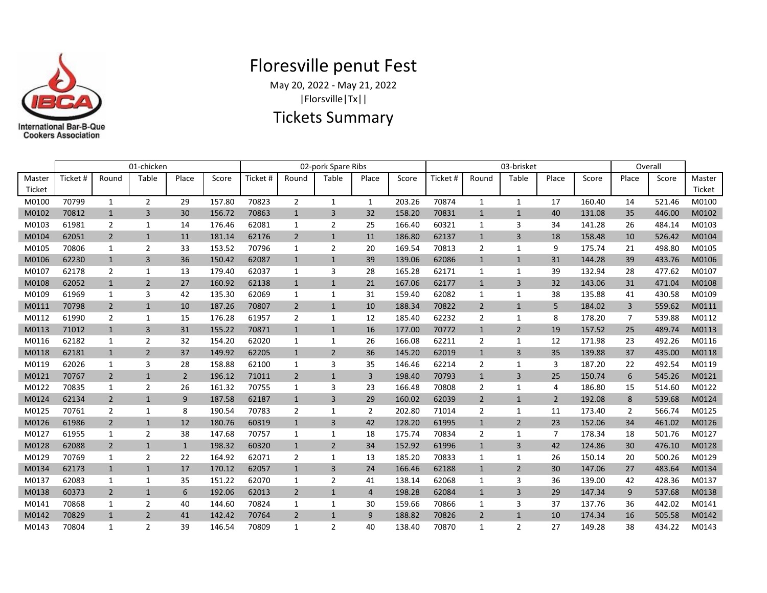International Bar-B-Que Cookers Association

# Floresville penut Fest

May 20, 2022 - May 21, 2022

|Florsville|Tx||

## Tickets Summary

| | 01-chicken | | | | | 02-pork Spare Ribs | | | | | 03-brisket | | | | | Overall | | |
|---|---|---|---|---|---|---|---|---|---|---|---|---|---|---|---|---|---|---|
| Master Ticket | Ticket # | Round | Table | Place | Score | Ticket # | Round | Table | Place | Score | Ticket # | Round | Table | Place | Score | Place | Score | Master Ticket |
| M0100 | 70799 | 1 | 2 | 29 | 157.80 | 70823 | 2 | 1 | 1 | 203.26 | 70874 | 1 | 1 | 17 | 160.40 | 14 | 521.46 | M0100 |
| M0102 | 70812 | 1 | 3 | 30 | 156.72 | 70863 | 1 | 3 | 32 | 158.20 | 70831 | 1 | 1 | 40 | 131.08 | 35 | 446.00 | M0102 |
| M0103 | 61981 | 2 | 1 | 14 | 176.46 | 62081 | 1 | 2 | 25 | 166.40 | 60321 | 1 | 3 | 34 | 141.28 | 26 | 484.14 | M0103 |
| M0104 | 62051 | 2 | 1 | 11 | 181.14 | 62176 | 2 | 1 | 11 | 186.80 | 62137 | 1 | 3 | 18 | 158.48 | 10 | 526.42 | M0104 |
| M0105 | 70806 | 1 | 2 | 33 | 153.52 | 70796 | 1 | 2 | 20 | 169.54 | 70813 | 2 | 1 | 9 | 175.74 | 21 | 498.80 | M0105 |
| M0106 | 62230 | 1 | 3 | 36 | 150.42 | 62087 | 1 | 1 | 39 | 139.06 | 62086 | 1 | 1 | 31 | 144.28 | 39 | 433.76 | M0106 |
| M0107 | 62178 | 2 | 1 | 13 | 179.40 | 62037 | 1 | 3 | 28 | 165.28 | 62171 | 1 | 1 | 39 | 132.94 | 28 | 477.62 | M0107 |
| M0108 | 62052 | 1 | 2 | 27 | 160.92 | 62138 | 1 | 1 | 21 | 167.06 | 62177 | 1 | 3 | 32 | 143.06 | 31 | 471.04 | M0108 |
| M0109 | 61969 | 1 | 3 | 42 | 135.30 | 62069 | 1 | 1 | 31 | 159.40 | 62082 | 1 | 1 | 38 | 135.88 | 41 | 430.58 | M0109 |
| M0111 | 70798 | 2 | 1 | 10 | 187.26 | 70807 | 2 | 1 | 10 | 188.34 | 70822 | 2 | 1 | 5 | 184.02 | 3 | 559.62 | M0111 |
| M0112 | 61990 | 2 | 1 | 15 | 176.28 | 61957 | 2 | 1 | 12 | 185.40 | 62232 | 2 | 1 | 8 | 178.20 | 7 | 539.88 | M0112 |
| M0113 | 71012 | 1 | 3 | 31 | 155.22 | 70871 | 1 | 1 | 16 | 177.00 | 70772 | 1 | 2 | 19 | 157.52 | 25 | 489.74 | M0113 |
| M0116 | 62182 | 1 | 2 | 32 | 154.20 | 62020 | 1 | 1 | 26 | 166.08 | 62211 | 2 | 1 | 12 | 171.98 | 23 | 492.26 | M0116 |
| M0118 | 62181 | 1 | 2 | 37 | 149.92 | 62205 | 1 | 2 | 36 | 145.20 | 62019 | 1 | 3 | 35 | 139.88 | 37 | 435.00 | M0118 |
| M0119 | 62026 | 1 | 3 | 28 | 158.88 | 62100 | 1 | 3 | 35 | 146.46 | 62214 | 2 | 1 | 3 | 187.20 | 22 | 492.54 | M0119 |
| M0121 | 70767 | 2 | 1 | 2 | 196.12 | 71011 | 2 | 1 | 3 | 198.40 | 70793 | 1 | 3 | 25 | 150.74 | 6 | 545.26 | M0121 |
| M0122 | 70835 | 1 | 2 | 26 | 161.32 | 70755 | 1 | 3 | 23 | 166.48 | 70808 | 2 | 1 | 4 | 186.80 | 15 | 514.60 | M0122 |
| M0124 | 62134 | 2 | 1 | 9 | 187.58 | 62187 | 1 | 3 | 29 | 160.02 | 62039 | 2 | 1 | 2 | 192.08 | 8 | 539.68 | M0124 |
| M0125 | 70761 | 2 | 1 | 8 | 190.54 | 70783 | 2 | 1 | 2 | 202.80 | 71014 | 2 | 1 | 11 | 173.40 | 2 | 566.74 | M0125 |
| M0126 | 61986 | 2 | 1 | 12 | 180.76 | 60319 | 1 | 3 | 42 | 128.20 | 61995 | 1 | 2 | 23 | 152.06 | 34 | 461.02 | M0126 |
| M0127 | 61955 | 1 | 2 | 38 | 147.68 | 70757 | 1 | 1 | 18 | 175.74 | 70834 | 2 | 1 | 7 | 178.34 | 18 | 501.76 | M0127 |
| M0128 | 62088 | 2 | 1 | 1 | 198.32 | 60320 | 1 | 2 | 34 | 152.92 | 61996 | 1 | 3 | 42 | 124.86 | 30 | 476.10 | M0128 |
| M0129 | 70769 | 1 | 2 | 22 | 164.92 | 62071 | 2 | 1 | 13 | 185.20 | 70833 | 1 | 1 | 26 | 150.14 | 20 | 500.26 | M0129 |
| M0134 | 62173 | 1 | 1 | 17 | 170.12 | 62057 | 1 | 3 | 24 | 166.46 | 62188 | 1 | 2 | 30 | 147.06 | 27 | 483.64 | M0134 |
| M0137 | 62083 | 1 | 1 | 35 | 151.22 | 62070 | 1 | 2 | 41 | 138.14 | 62068 | 1 | 3 | 36 | 139.00 | 42 | 428.36 | M0137 |
| M0138 | 60373 | 2 | 1 | 6 | 192.06 | 62013 | 2 | 1 | 4 | 198.28 | 62084 | 1 | 3 | 29 | 147.34 | 9 | 537.68 | M0138 |
| M0141 | 70868 | 1 | 2 | 40 | 144.60 | 70824 | 1 | 1 | 30 | 159.66 | 70866 | 1 | 3 | 37 | 137.76 | 36 | 442.02 | M0141 |
| M0142 | 70829 | 1 | 2 | 41 | 142.42 | 70764 | 2 | 1 | 9 | 188.82 | 70826 | 2 | 1 | 10 | 174.34 | 16 | 505.58 | M0142 |
| M0143 | 70804 | 1 | 2 | 39 | 146.54 | 70809 | 1 | 2 | 40 | 138.40 | 70870 | 1 | 2 | 27 | 149.28 | 38 | 434.22 | M0143 |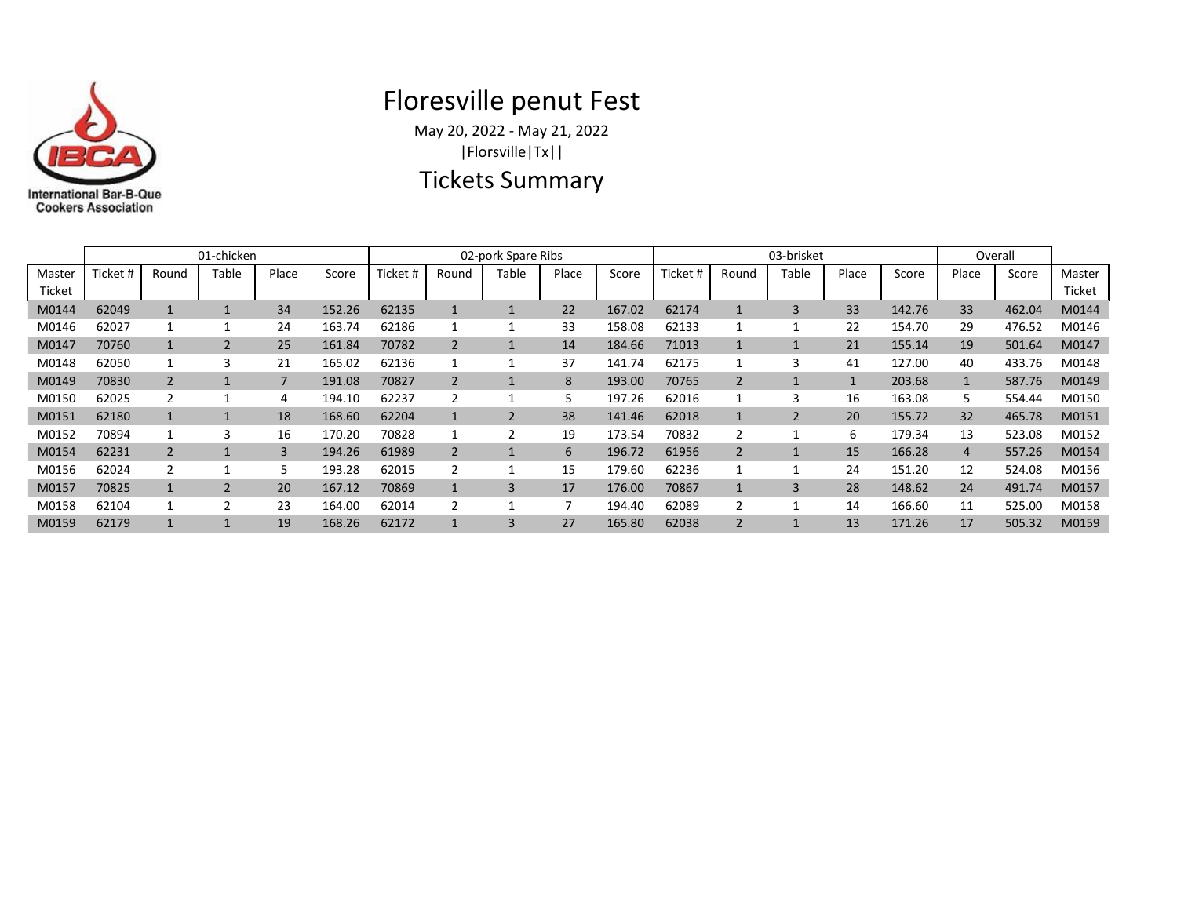# Floresville penut Fest

May 20, 2022 - May 21, 2022

|Florsville|Tx||

## Tickets Summary

| | 01-chicken | | | | | 02-pork Spare Ribs | | | | | 03-brisket | | | | | Overall | | |
|---|---|---|---|---|---|---|---|---|---|---|---|---|---|---|---|---|---|---|
| Master Ticket | Ticket # | Round | Table | Place | Score | Ticket # | Round | Table | Place | Score | Ticket # | Round | Table | Place | Score | Place | Score | Master Ticket |
| M0144 | 62049 | 1 | 1 | 34 | 152.26 | 62135 | 1 | 1 | 22 | 167.02 | 62174 | 1 | 3 | 33 | 142.76 | 33 | 462.04 | M0144 |
| M0146 | 62027 | 1 | 1 | 24 | 163.74 | 62186 | 1 | 1 | 33 | 158.08 | 62133 | 1 | 1 | 22 | 154.70 | 29 | 476.52 | M0146 |
| M0147 | 70760 | 1 | 2 | 25 | 161.84 | 70782 | 2 | 1 | 14 | 184.66 | 71013 | 1 | 1 | 21 | 155.14 | 19 | 501.64 | M0147 |
| M0148 | 62050 | 1 | 3 | 21 | 165.02 | 62136 | 1 | 1 | 37 | 141.74 | 62175 | 1 | 3 | 41 | 127.00 | 40 | 433.76 | M0148 |
| M0149 | 70830 | 2 | 1 | 7 | 191.08 | 70827 | 2 | 1 | 8 | 193.00 | 70765 | 2 | 1 | 1 | 203.68 | 1 | 587.76 | M0149 |
| M0150 | 62025 | 2 | 1 | 4 | 194.10 | 62237 | 2 | 1 | 5 | 197.26 | 62016 | 1 | 3 | 16 | 163.08 | 5 | 554.44 | M0150 |
| M0151 | 62180 | 1 | 1 | 18 | 168.60 | 62204 | 1 | 2 | 38 | 141.46 | 62018 | 1 | 2 | 20 | 155.72 | 32 | 465.78 | M0151 |
| M0152 | 70894 | 1 | 3 | 16 | 170.20 | 70828 | 1 | 2 | 19 | 173.54 | 70832 | 2 | 1 | 6 | 179.34 | 13 | 523.08 | M0152 |
| M0154 | 62231 | 2 | 1 | 3 | 194.26 | 61989 | 2 | 1 | 6 | 196.72 | 61956 | 2 | 1 | 15 | 166.28 | 4 | 557.26 | M0154 |
| M0156 | 62024 | 2 | 1 | 5 | 193.28 | 62015 | 2 | 1 | 15 | 179.60 | 62236 | 1 | 1 | 24 | 151.20 | 12 | 524.08 | M0156 |
| M0157 | 70825 | 1 | 2 | 20 | 167.12 | 70869 | 1 | 3 | 17 | 176.00 | 70867 | 1 | 3 | 28 | 148.62 | 24 | 491.74 | M0157 |
| M0158 | 62104 | 1 | 2 | 23 | 164.00 | 62014 | 2 | 1 | 7 | 194.40 | 62089 | 2 | 1 | 14 | 166.60 | 11 | 525.00 | M0158 |
| M0159 | 62179 | 1 | 1 | 19 | 168.26 | 62172 | 1 | 3 | 27 | 165.80 | 62038 | 2 | 1 | 13 | 171.26 | 17 | 505.32 | M0159 |